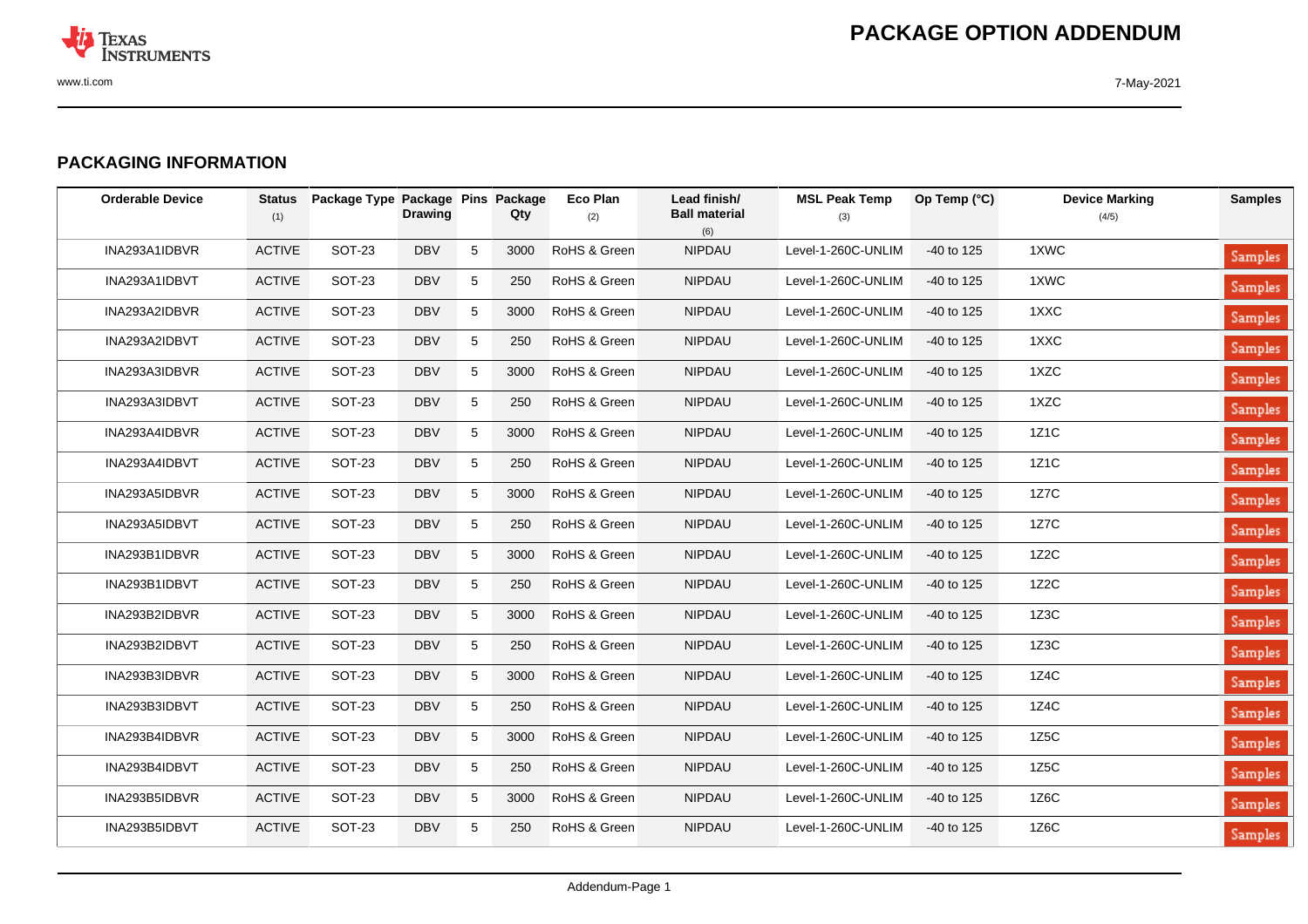# PACKAGE OPTION ADDENDUM

## PACKAGING INFORMATION

| Orderable Device | Status (1) | Package Type | Package Drawing | Pins | Package Qty | Eco Plan (2) | Lead finish/ Ball material (6) | MSL Peak Temp (3) | Op Temp (°C) | Device Marking (4/5) | Samples |
|---|---|---|---|---|---|---|---|---|---|---|---|
| INA293A1IDBVR | ACTIVE | SOT-23 | DBV | 5 | 3000 | RoHS & Green | NIPDAU | Level-1-260C-UNLIM | -40 to 125 | 1XWC | Samples |
| INA293A1IDBVT | ACTIVE | SOT-23 | DBV | 5 | 250 | RoHS & Green | NIPDAU | Level-1-260C-UNLIM | -40 to 125 | 1XWC | Samples |
| INA293A2IDBVR | ACTIVE | SOT-23 | DBV | 5 | 3000 | RoHS & Green | NIPDAU | Level-1-260C-UNLIM | -40 to 125 | 1XXC | Samples |
| INA293A2IDBVT | ACTIVE | SOT-23 | DBV | 5 | 250 | RoHS & Green | NIPDAU | Level-1-260C-UNLIM | -40 to 125 | 1XXC | Samples |
| INA293A3IDBVR | ACTIVE | SOT-23 | DBV | 5 | 3000 | RoHS & Green | NIPDAU | Level-1-260C-UNLIM | -40 to 125 | 1XZC | Samples |
| INA293A3IDBVT | ACTIVE | SOT-23 | DBV | 5 | 250 | RoHS & Green | NIPDAU | Level-1-260C-UNLIM | -40 to 125 | 1XZC | Samples |
| INA293A4IDBVR | ACTIVE | SOT-23 | DBV | 5 | 3000 | RoHS & Green | NIPDAU | Level-1-260C-UNLIM | -40 to 125 | 1Z1C | Samples |
| INA293A4IDBVT | ACTIVE | SOT-23 | DBV | 5 | 250 | RoHS & Green | NIPDAU | Level-1-260C-UNLIM | -40 to 125 | 1Z1C | Samples |
| INA293A5IDBVR | ACTIVE | SOT-23 | DBV | 5 | 3000 | RoHS & Green | NIPDAU | Level-1-260C-UNLIM | -40 to 125 | 1Z7C | Samples |
| INA293A5IDBVT | ACTIVE | SOT-23 | DBV | 5 | 250 | RoHS & Green | NIPDAU | Level-1-260C-UNLIM | -40 to 125 | 1Z7C | Samples |
| INA293B1IDBVR | ACTIVE | SOT-23 | DBV | 5 | 3000 | RoHS & Green | NIPDAU | Level-1-260C-UNLIM | -40 to 125 | 1Z2C | Samples |
| INA293B1IDBVT | ACTIVE | SOT-23 | DBV | 5 | 250 | RoHS & Green | NIPDAU | Level-1-260C-UNLIM | -40 to 125 | 1Z2C | Samples |
| INA293B2IDBVR | ACTIVE | SOT-23 | DBV | 5 | 3000 | RoHS & Green | NIPDAU | Level-1-260C-UNLIM | -40 to 125 | 1Z3C | Samples |
| INA293B2IDBVT | ACTIVE | SOT-23 | DBV | 5 | 250 | RoHS & Green | NIPDAU | Level-1-260C-UNLIM | -40 to 125 | 1Z3C | Samples |
| INA293B3IDBVR | ACTIVE | SOT-23 | DBV | 5 | 3000 | RoHS & Green | NIPDAU | Level-1-260C-UNLIM | -40 to 125 | 1Z4C | Samples |
| INA293B3IDBVT | ACTIVE | SOT-23 | DBV | 5 | 250 | RoHS & Green | NIPDAU | Level-1-260C-UNLIM | -40 to 125 | 1Z4C | Samples |
| INA293B4IDBVR | ACTIVE | SOT-23 | DBV | 5 | 3000 | RoHS & Green | NIPDAU | Level-1-260C-UNLIM | -40 to 125 | 1Z5C | Samples |
| INA293B4IDBVT | ACTIVE | SOT-23 | DBV | 5 | 250 | RoHS & Green | NIPDAU | Level-1-260C-UNLIM | -40 to 125 | 1Z5C | Samples |
| INA293B5IDBVR | ACTIVE | SOT-23 | DBV | 5 | 3000 | RoHS & Green | NIPDAU | Level-1-260C-UNLIM | -40 to 125 | 1Z6C | Samples |
| INA293B5IDBVT | ACTIVE | SOT-23 | DBV | 5 | 250 | RoHS & Green | NIPDAU | Level-1-260C-UNLIM | -40 to 125 | 1Z6C | Samples |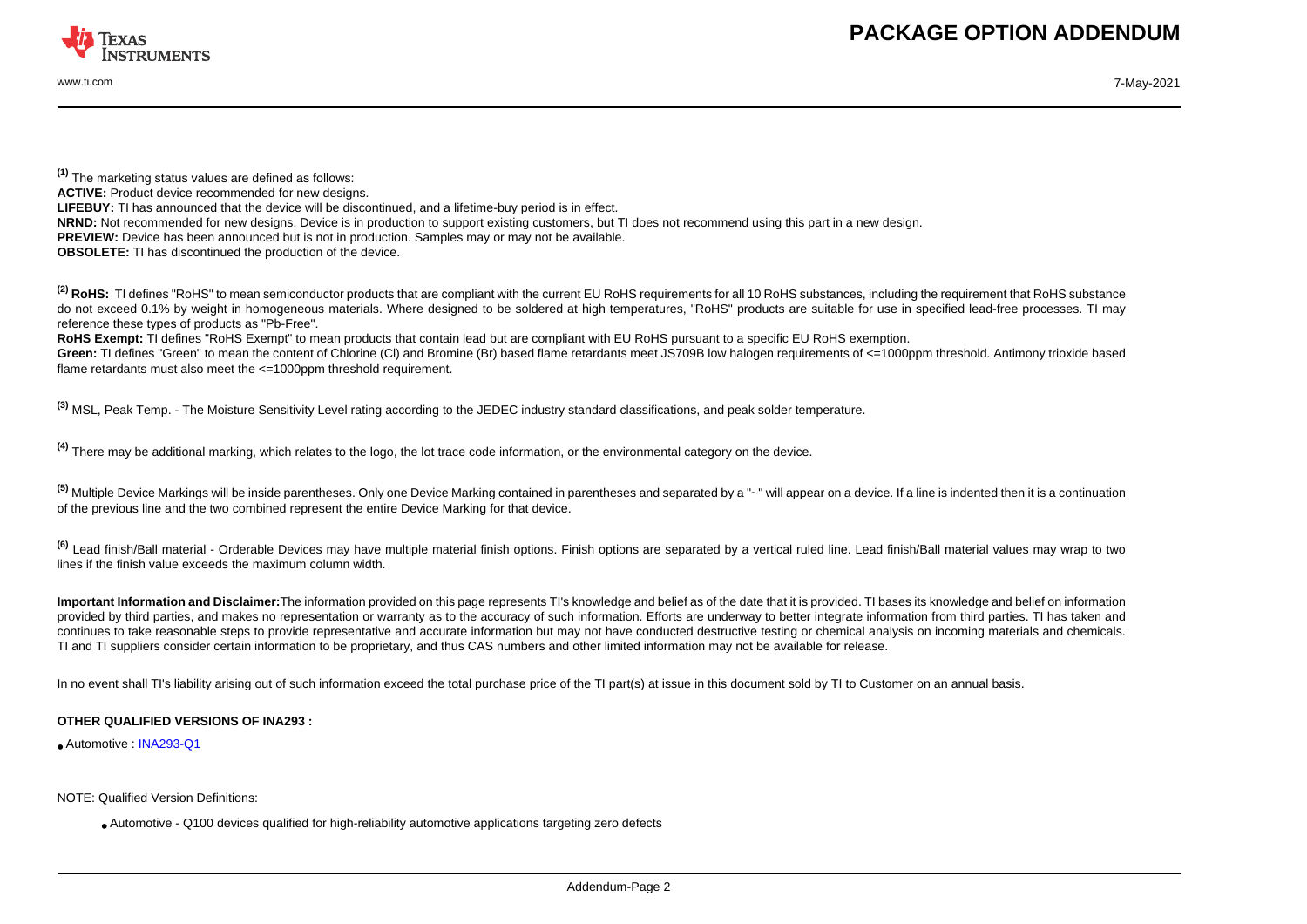[(1)] The marketing status values are defined as follows:

**ACTIVE:** Product device recommended for new designs.

**LIFEBUY:** TI has announced that the device will be discontinued, and a lifetime-buy period is in effect.

**NRND:** Not recommended for new designs. Device is in production to support existing customers, but TI does not recommend using this part in a new design.

**PREVIEW:** Device has been announced but is not in production. Samples may or may not be available.

**OBSOLETE:** TI has discontinued the production of the device.

[(2)] **RoHS:** TI defines "RoHS" to mean semiconductor products that are compliant with the current EU RoHS requirements for all 10 RoHS substances, including the requirement that RoHS substance do not exceed 0.1% by weight in homogeneous materials. Where designed to be soldered at high temperatures, "RoHS" products are suitable for use in specified lead-free processes. TI may reference these types of products as "Pb-Free".

**RoHS Exempt:** TI defines "RoHS Exempt" to mean products that contain lead but are compliant with EU RoHS pursuant to a specific EU RoHS exemption.

**Green:** TI defines "Green" to mean the content of Chlorine (Cl) and Bromine (Br) based flame retardants meet JS709B low halogen requirements of <=1000ppm threshold. Antimony trioxide based flame retardants must also meet the <=1000ppm threshold requirement.

[(3)] MSL, Peak Temp. - The Moisture Sensitivity Level rating according to the JEDEC industry standard classifications, and peak solder temperature.

[(4)] There may be additional marking, which relates to the logo, the lot trace code information, or the environmental category on the device.

[(5)] Multiple Device Markings will be inside parentheses. Only one Device Marking contained in parentheses and separated by a "~" will appear on a device. If a line is indented then it is a continuation of the previous line and the two combined represent the entire Device Marking for that device.

[(6)] Lead finish/Ball material - Orderable Devices may have multiple material finish options. Finish options are separated by a vertical ruled line. Lead finish/Ball material values may wrap to two lines if the finish value exceeds the maximum column width.

**Important Information and Disclaimer:**The information provided on this page represents TI's knowledge and belief as of the date that it is provided. TI bases its knowledge and belief on information provided by third parties, and makes no representation or warranty as to the accuracy of such information. Efforts are underway to better integrate information from third parties. TI has taken and continues to take reasonable steps to provide representative and accurate information but may not have conducted destructive testing or chemical analysis on incoming materials and chemicals. TI and TI suppliers consider certain information to be proprietary, and thus CAS numbers and other limited information may not be available for release.

In no event shall TI's liability arising out of such information exceed the total purchase price of the TI part(s) at issue in this document sold by TI to Customer on an annual basis.

**OTHER QUALIFIED VERSIONS OF INA293 :**

- Automotive : INA293-Q1

NOTE: Qualified Version Definitions:

- Automotive - Q100 devices qualified for high-reliability automotive applications targeting zero defects